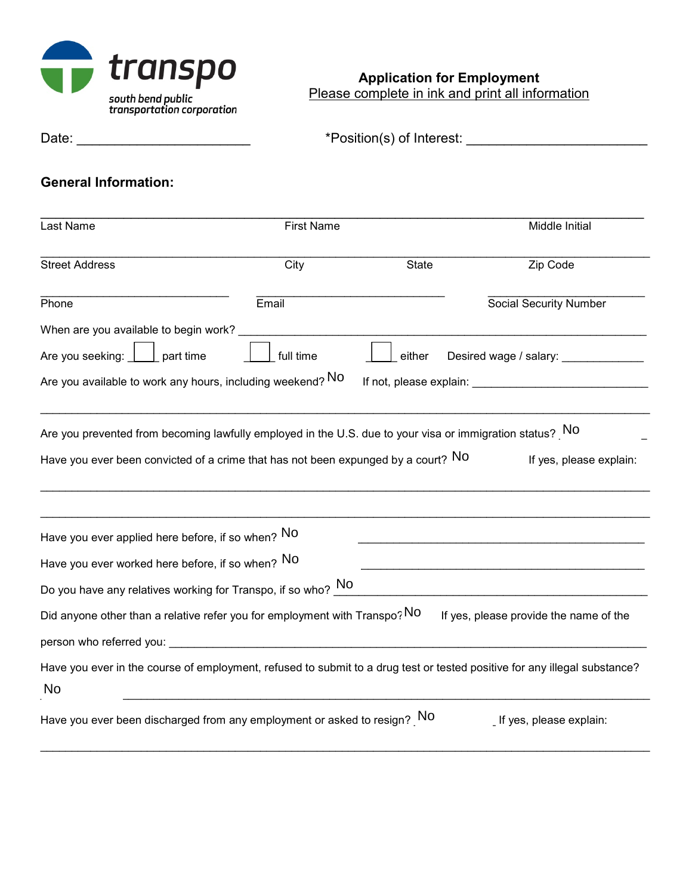transpo

south bend public transportation corporation

## Application for Employment

Please complete in ink and print all information

Date: ________________________ *Position(s) of Interest: ________________________

### General Information:

_______________________________________________________________________________

Last Name First Name Middle Initial

_______________________________________________________________________________

Street Address City State Zip Code

____________________________ ____________________________ ____________________________

Phone Email Social Security Number

When are you available to begin work? ________________________________________________

Are you seeking: ☐ part time ☐ full time ☐ either Desired wage / salary: _____________

Are you available to work any hours, including weekend? No If not, please explain: ____________________________

_______________________________________________________________________________

Are you prevented from becoming lawfully employed in the U.S. due to your visa or immigration status? No

Have you ever been convicted of a crime that has not been expunged by a court? No If yes, please explain:

_______________________________________________________________________________

_______________________________________________________________________________

Have you ever applied here before, if so when? No ____________________________________________

Have you ever worked here before, if so when? No ____________________________________________

Do you have any relatives working for Transpo, if so who? No ____________________________________________

Did anyone other than a relative refer you for employment with Transpo? No If yes, please provide the name of the person who referred you: ____________________________________________

Have you ever in the course of employment, refused to submit to a drug test or tested positive for any illegal substance?

No ____________________________________________

Have you ever been discharged from any employment or asked to resign? No If yes, please explain:

_______________________________________________________________________________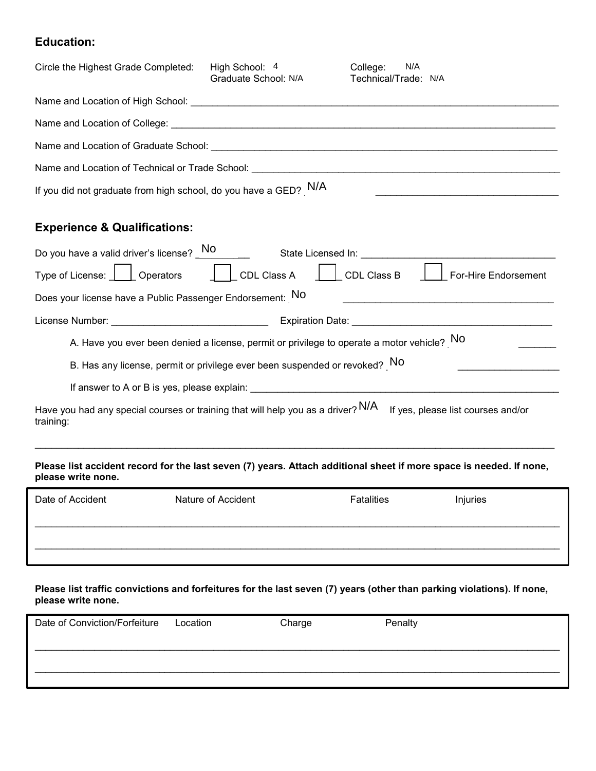## Education:

Circle the Highest Grade Completed: High School: 4 Graduate School: N/A College: N/A Technical/Trade: N/A

Name and Location of High School: ______________________________

Name and Location of College: ______________________________

Name and Location of Graduate School: ______________________________

Name and Location of Technical or Trade School: ______________________________

If you did not graduate from high school, do you have a GED? N/A ______________________________

## Experience & Qualifications:

Do you have a valid driver's license? No State Licensed In: ______________________________

Type of License: ☐ Operators ☐ CDL Class A ☐ CDL Class B ☐ For-Hire Endorsement

Does your license have a Public Passenger Endorsement: No ______________________________

License Number: ______________________________ Expiration Date: ______________________________

A. Have you ever been denied a license, permit or privilege to operate a motor vehicle? No _______

B. Has any license, permit or privilege ever been suspended or revoked? No ______________________________

If answer to A or B is yes, please explain: ______________________________

Have you had any special courses or training that will help you as a driver? N/A If yes, please list courses and/or training:

______________________________

**Please list accident record for the last seven (7) years. Attach additional sheet if more space is needed. If none, please write none.**

| Date of Accident | Nature of Accident | Fatalities | Injuries |
| --- | --- | --- | --- |
| | | | |
| | | | |

**Please list traffic convictions and forfeitures for the last seven (7) years (other than parking violations). If none, please write none.**

| Date of Conviction/Forfeiture | Location | Charge | Penalty |
| --- | --- | --- | --- |
| | | | |
| | | | |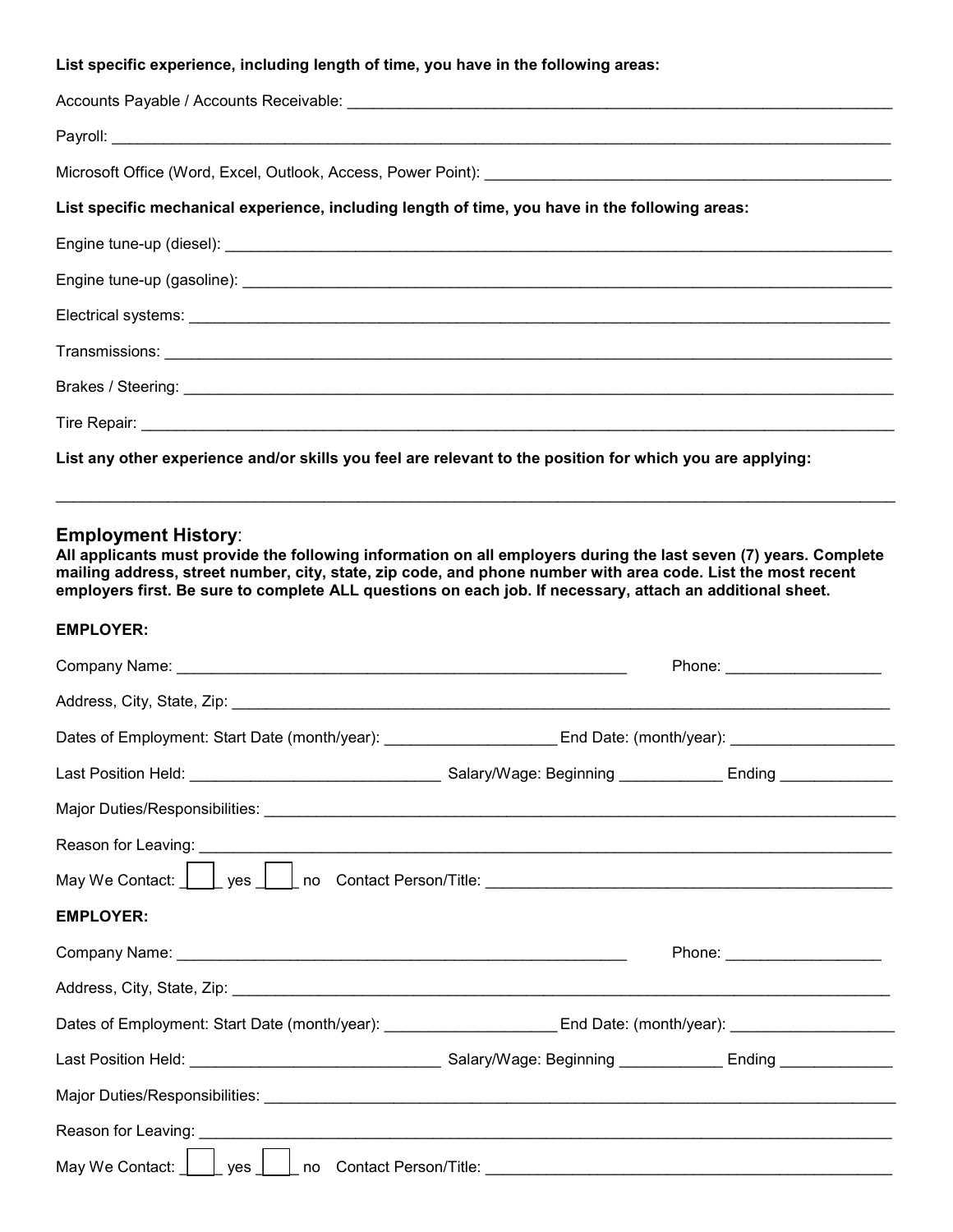**List specific experience, including length of time, you have in the following areas:**

Accounts Payable / Accounts Receivable: ___________________________________________________________________

Payroll: ____________________________________________________________________________________________

Microsoft Office (Word, Excel, Outlook, Access, Power Point): ________________________________________________

**List specific mechanical experience, including length of time, you have in the following areas:**

Engine tune-up (diesel): ______________________________________________________________________________

Engine tune-up (gasoline): ____________________________________________________________________________

Electrical systems: __________________________________________________________________________________

Transmissions: _____________________________________________________________________________________

Brakes / Steering: ___________________________________________________________________________________

Tire Repair: ________________________________________________________________________________________

**List any other experience and/or skills you feel are relevant to the position for which you are applying:**

______________________________________________________________________________________________________

## Employment History:

**All applicants must provide the following information on all employers during the last seven (7) years. Complete mailing address, street number, city, state, zip code, and phone number with area code. List the most recent employers first. Be sure to complete ALL questions on each job. If necessary, attach an additional sheet.**

**EMPLOYER:**

Company Name: ______________________________________________________ Phone: __________________

Address, City, State, Zip: ______________________________________________________________________________

Dates of Employment: Start Date (month/year): ____________________ End Date: (month/year): ___________________

Last Position Held: ____________________________ Salary/Wage: Beginning ____________ Ending _____________

Major Duties/Responsibilities: ___________________________________________________________________________

Reason for Leaving: __________________________________________________________________________________

May We Contact: ☐ yes ☐ no Contact Person/Title: ______________________________________________

**EMPLOYER:**

Company Name: ______________________________________________________ Phone: __________________

Address, City, State, Zip: ______________________________________________________________________________

Dates of Employment: Start Date (month/year): ____________________ End Date: (month/year): ___________________

Last Position Held: ____________________________ Salary/Wage: Beginning ____________ Ending _____________

Major Duties/Responsibilities: ___________________________________________________________________________

Reason for Leaving: __________________________________________________________________________________

May We Contact: ☐ yes ☐ no Contact Person/Title: ______________________________________________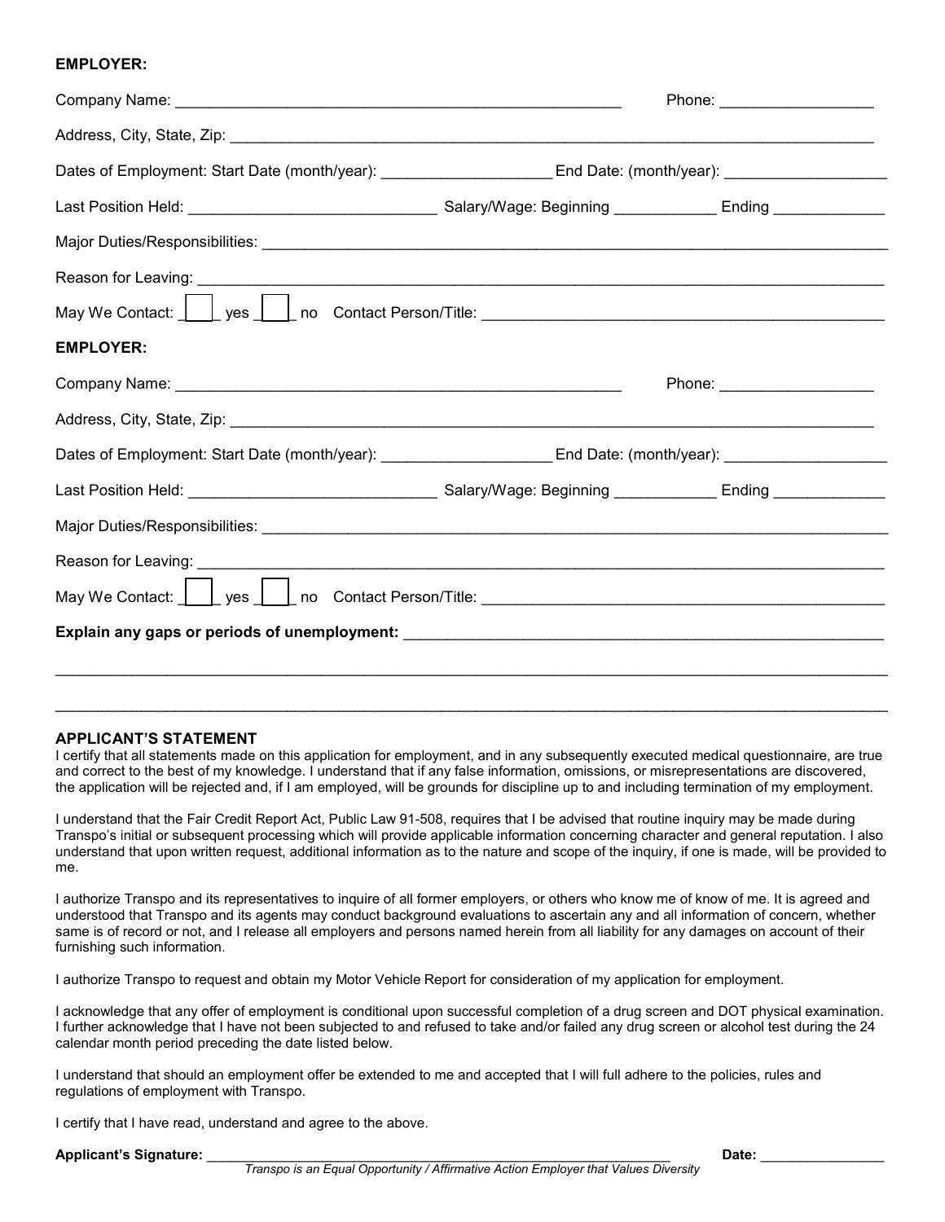**EMPLOYER:**

Company Name: ______________________________________________________ Phone: __________________

Address, City, State, Zip: ______________________________________________________________________________

Dates of Employment: Start Date (month/year): ____________________ End Date: (month/year): ___________________

Last Position Held: _____________________________ Salary/Wage: Beginning ____________ Ending _____________

Major Duties/Responsibilities: ____________________________________________________________________________

Reason for Leaving: _____________________________________________________________________________________

May We Contact: ____ yes ____ no Contact Person/Title: _____________________________________________

**EMPLOYER:**

Company Name: ______________________________________________________ Phone: __________________

Address, City, State, Zip: ______________________________________________________________________________

Dates of Employment: Start Date (month/year): ____________________ End Date: (month/year): ___________________

Last Position Held: _____________________________ Salary/Wage: Beginning ____________ Ending _____________

Major Duties/Responsibilities: ____________________________________________________________________________

Reason for Leaving: _____________________________________________________________________________________

May We Contact: ____ yes ____ no Contact Person/Title: _____________________________________________

**Explain any gaps or periods of unemployment:** _____________________________________________________________

__________________________________________________________________________________________________

__________________________________________________________________________________________________

**APPLICANT'S STATEMENT**

I certify that all statements made on this application for employment, and in any subsequently executed medical questionnaire, are true and correct to the best of my knowledge. I understand that if any false information, omissions, or misrepresentations are discovered, the application will be rejected and, if I am employed, will be grounds for discipline up to and including termination of my employment.

I understand that the Fair Credit Report Act, Public Law 91-508, requires that I be advised that routine inquiry may be made during Transpo's initial or subsequent processing which will provide applicable information concerning character and general reputation. I also understand that upon written request, additional information as to the nature and scope of the inquiry, if one is made, will be provided to me.

I authorize Transpo and its representatives to inquire of all former employers, or others who know me of know of me. It is agreed and understood that Transpo and its agents may conduct background evaluations to ascertain any and all information of concern, whether same is of record or not, and I release all employers and persons named herein from all liability for any damages on account of their furnishing such information.

I authorize Transpo to request and obtain my Motor Vehicle Report for consideration of my application for employment.

I acknowledge that any offer of employment is conditional upon successful completion of a drug screen and DOT physical examination. I further acknowledge that I have not been subjected to and refused to take and/or failed any drug screen or alcohol test during the 24 calendar month period preceding the date listed below.

I understand that should an employment offer be extended to me and accepted that I will full adhere to the policies, rules and regulations of employment with Transpo.

I certify that I have read, understand and agree to the above.

**Applicant's Signature:** _______________________________________________________________ **Date:** ________________

*Transpo is an Equal Opportunity / Affirmative Action Employer that Values Diversity*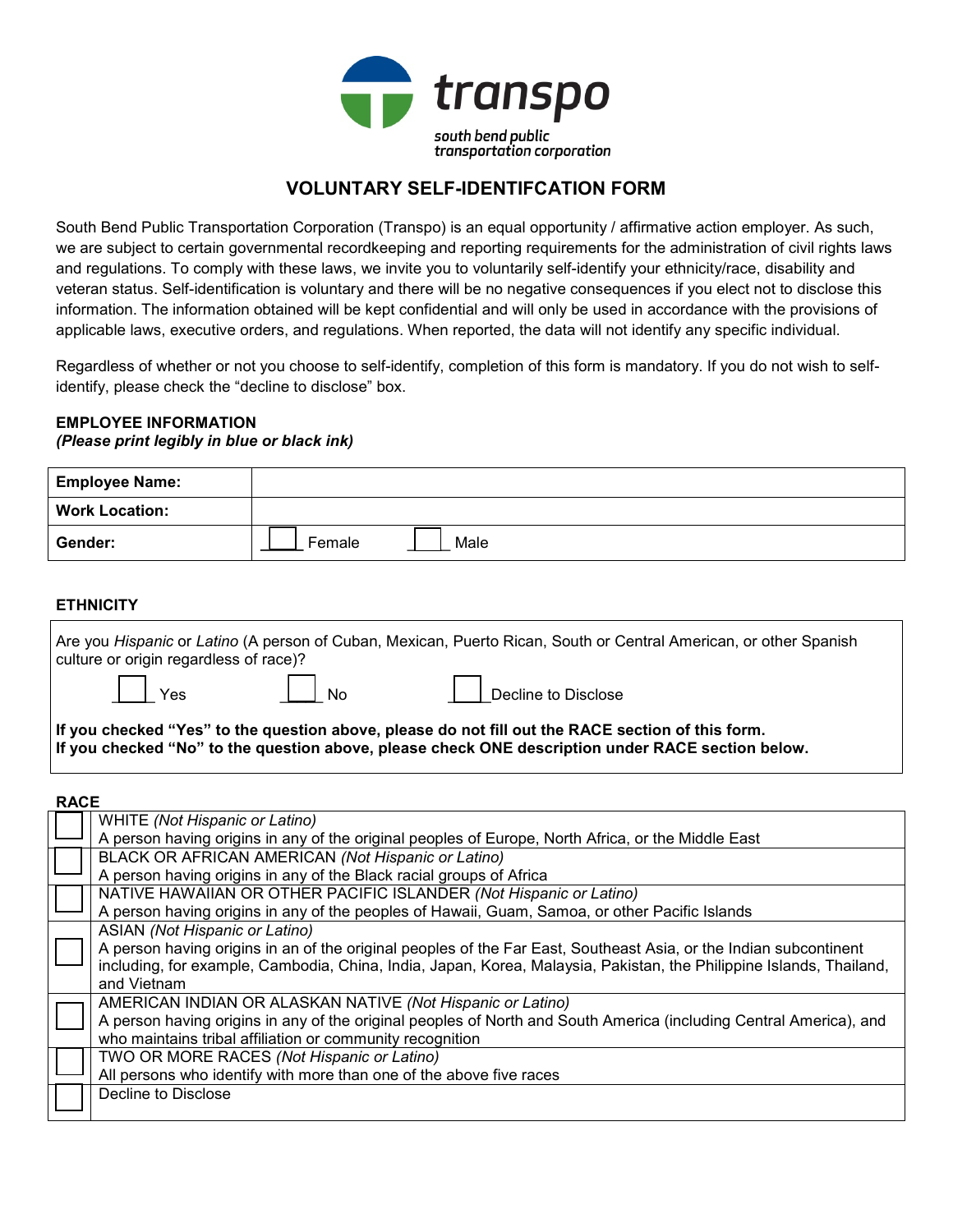transpo

south bend public transportation corporation

# VOLUNTARY SELF-IDENTIFCATION FORM

South Bend Public Transportation Corporation (Transpo) is an equal opportunity / affirmative action employer. As such, we are subject to certain governmental recordkeeping and reporting requirements for the administration of civil rights laws and regulations. To comply with these laws, we invite you to voluntarily self-identify your ethnicity/race, disability and veteran status. Self-identification is voluntary and there will be no negative consequences if you elect not to disclose this information. The information obtained will be kept confidential and will only be used in accordance with the provisions of applicable laws, executive orders, and regulations. When reported, the data will not identify any specific individual.

Regardless of whether or not you choose to self-identify, completion of this form is mandatory. If you do not wish to self-identify, please check the "decline to disclose" box.

**EMPLOYEE INFORMATION**
***(Please print legibly in blue or black ink)***

| **Employee Name:** | |
|---|---|
| **Work Location:** | |
| **Gender:** | ☐ Female ☐ Male |

**ETHNICITY**

Are you *Hispanic* or *Latino* (A person of Cuban, Mexican, Puerto Rican, South or Central American, or other Spanish culture or origin regardless of race)?

☐ Yes ☐ No ☐ Decline to Disclose

**If you checked "Yes" to the question above, please do not fill out the RACE section of this form.**
**If you checked "No" to the question above, please check ONE description under RACE section below.**

**RACE**

| | |
|---|---|
| ☐ | WHITE *(Not Hispanic or Latino)*<br>A person having origins in any of the original peoples of Europe, North Africa, or the Middle East |
| ☐ | BLACK OR AFRICAN AMERICAN *(Not Hispanic or Latino)*<br>A person having origins in any of the Black racial groups of Africa |
| ☐ | NATIVE HAWAIIAN OR OTHER PACIFIC ISLANDER *(Not Hispanic or Latino)*<br>A person having origins in any of the peoples of Hawaii, Guam, Samoa, or other Pacific Islands |
| ☐ | ASIAN *(Not Hispanic or Latino)*<br>A person having origins in an of the original peoples of the Far East, Southeast Asia, or the Indian subcontinent including, for example, Cambodia, China, India, Japan, Korea, Malaysia, Pakistan, the Philippine Islands, Thailand, and Vietnam |
| ☐ | AMERICAN INDIAN OR ALASKAN NATIVE *(Not Hispanic or Latino)*<br>A person having origins in any of the original peoples of North and South America (including Central America), and who maintains tribal affiliation or community recognition |
| ☐ | TWO OR MORE RACES *(Not Hispanic or Latino)*<br>All persons who identify with more than one of the above five races |
| ☐ | Decline to Disclose |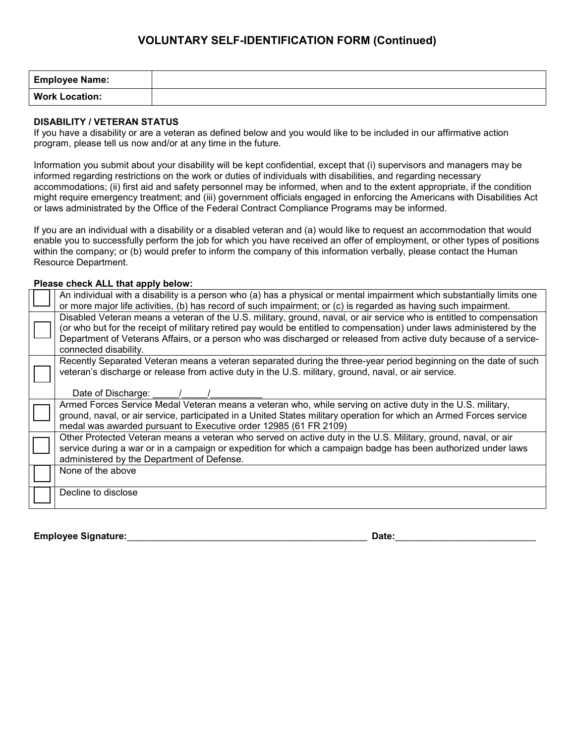# VOLUNTARY SELF-IDENTIFICATION FORM (Continued)

| **Employee Name:** | |
|---|---|
| **Work Location:** | |

**DISABILITY / VETERAN STATUS**

If you have a disability or are a veteran as defined below and you would like to be included in our affirmative action program, please tell us now and/or at any time in the future.

Information you submit about your disability will be kept confidential, except that (i) supervisors and managers may be informed regarding restrictions on the work or duties of individuals with disabilities, and regarding necessary accommodations; (ii) first aid and safety personnel may be informed, when and to the extent appropriate, if the condition might require emergency treatment; and (iii) government officials engaged in enforcing the Americans with Disabilities Act or laws administered by the Office of the Federal Contract Compliance Programs may be informed.

If you are an individual with a disability or a disabled veteran and (a) would like to request an accommodation that would enable you to successfully perform the job for which you have received an offer of employment, or other types of positions within the company; or (b) would prefer to inform the company of this information verbally, please contact the Human Resource Department.

**Please check ALL that apply below:**

| | |
|---|---|
| ☐ | An individual with a disability is a person who (a) has a physical or mental impairment which substantially limits one or more major life activities, (b) has record of such impairment; or (c) is regarded as having such impairment. |
| ☐ | Disabled Veteran means a veteran of the U.S. military, ground, naval, or air service who is entitled to compensation (or who but for the receipt of military retired pay would be entitled to compensation) under laws administered by the Department of Veterans Affairs, or a person who was discharged or released from active duty because of a service-connected disability. |
| ☐ | Recently Separated Veteran means a veteran separated during the three-year period beginning on the date of such veteran's discharge or release from active duty in the U.S. military, ground, naval, or air service.<br><br>Date of Discharge: _____/_____/__________ |
| ☐ | Armed Forces Service Medal Veteran means a veteran who, while serving on active duty in the U.S. military, ground, naval, or air service, participated in a United States military operation for which an Armed Forces service medal was awarded pursuant to Executive order 12985 (61 FR 2109) |
| ☐ | Other Protected Veteran means a veteran who served on active duty in the U.S. Military, ground, naval, or air service during a war or in a campaign or expedition for which a campaign badge has been authorized under laws administered by the Department of Defense. |
| ☐ | None of the above |
| ☐ | Decline to disclose |

**Employee Signature:**_______________________________________________ **Date:**___________________________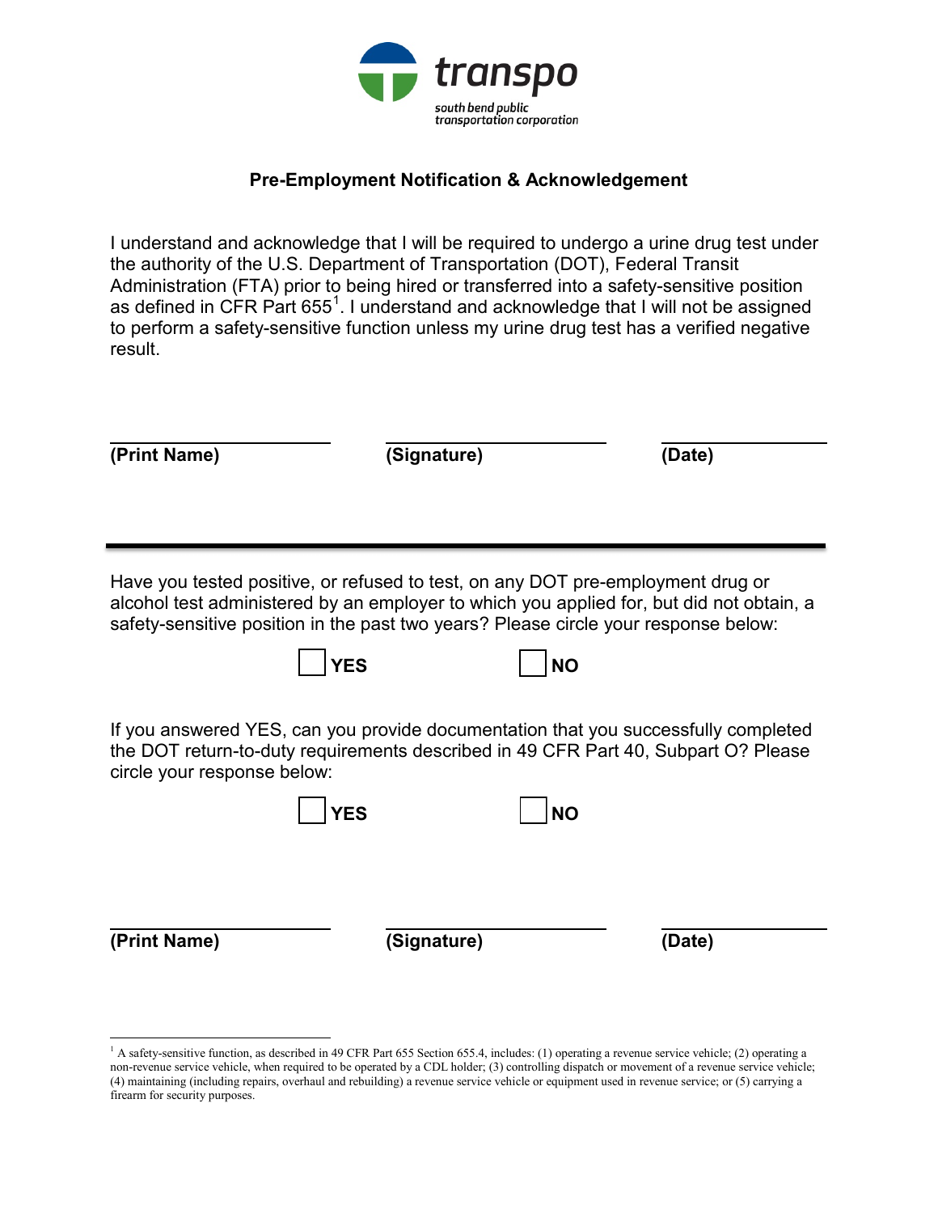transpo

south bend public transportation corporation

## Pre-Employment Notification & Acknowledgement

I understand and acknowledge that I will be required to undergo a urine drug test under the authority of the U.S. Department of Transportation (DOT), Federal Transit Administration (FTA) prior to being hired or transferred into a safety-sensitive position as defined in CFR Part 655[1]. I understand and acknowledge that I will not be assigned to perform a safety-sensitive function unless my urine drug test has a verified negative result.

| **(Print Name)** | **(Signature)** | **(Date)** |
|---|---|---|

---

Have you tested positive, or refused to test, on any DOT pre-employment drug or alcohol test administered by an employer to which you applied for, but did not obtain, a safety-sensitive position in the past two years? Please circle your response below:

☐ **YES** ☐ **NO**

If you answered YES, can you provide documentation that you successfully completed the DOT return-to-duty requirements described in 49 CFR Part 40, Subpart O? Please circle your response below:

☐ **YES** ☐ **NO**

| **(Print Name)** | **(Signature)** | **(Date)** |
|---|---|---|

[1] A safety-sensitive function, as described in 49 CFR Part 655 Section 655.4, includes: (1) operating a revenue service vehicle; (2) operating a non-revenue service vehicle, when required to be operated by a CDL holder; (3) controlling dispatch or movement of a revenue service vehicle; (4) maintaining (including repairs, overhaul and rebuilding) a revenue service vehicle or equipment used in revenue service; or (5) carrying a firearm for security purposes.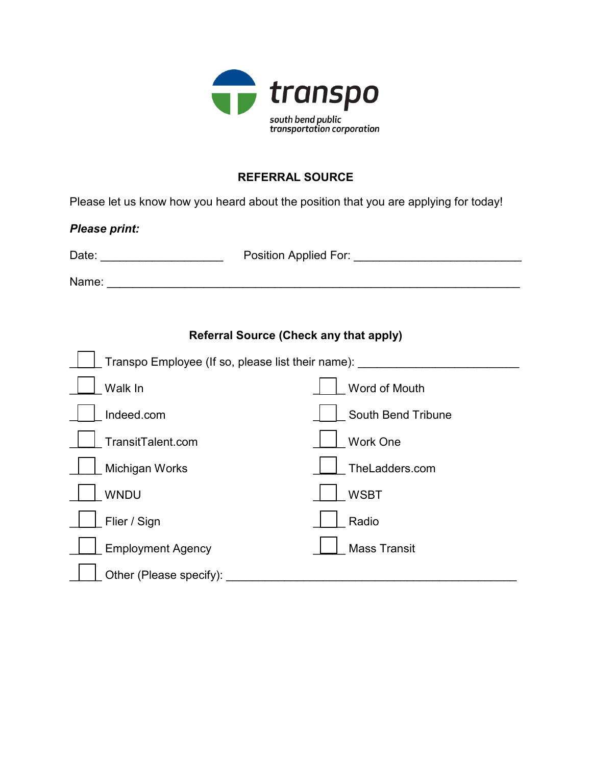transspo

south bend public transportation corporation

## REFERRAL SOURCE

Please let us know how you heard about the position that you are applying for today!

***Please print:***

Date: ___________________ Position Applied For: __________________________

Name: ________________________________________________________________

### Referral Source (Check any that apply)

- [ ] Transpo Employee (If so, please list their name): _________________________
- [ ] Walk In
- [ ] Word of Mouth
- [ ] Indeed.com
- [ ] South Bend Tribune
- [ ] TransitTalent.com
- [ ] Work One
- [ ] Michigan Works
- [ ] TheLadders.com
- [ ] WNDU
- [ ] WSBT
- [ ] Flier / Sign
- [ ] Radio
- [ ] Employment Agency
- [ ] Mass Transit
- [ ] Other (Please specify): _____________________________________________